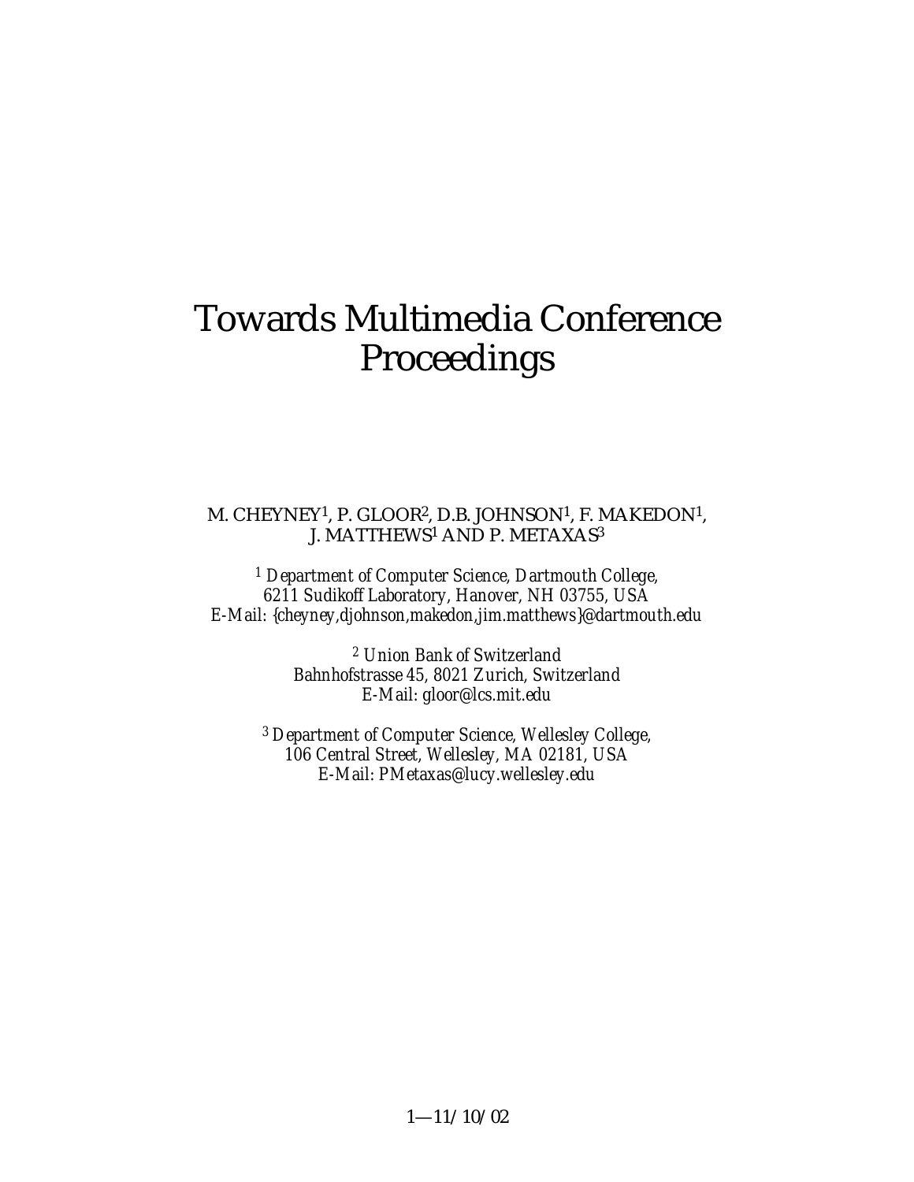# Towards Multimedia Conference Proceedings

M. CHEYNEY[1], P. GLOOR[2], D.B. JOHNSON[1], F. MAKEDON[1], J. MATTHEWS[1] AND P. METAXAS[3]

[1] *Department of Computer Science, Dartmouth College,*
*6211 Sudikoff Laboratory, Hanover, NH 03755, USA*
*E-Mail: {cheyney,djohnson,makedon,jim.matthews}@dartmouth.edu*

[2] *Union Bank of Switzerland*
*Bahnhofstrasse 45, 8021 Zurich, Switzerland*
*E-Mail: gloor@lcs.mit.edu*

[3] *Department of Computer Science, Wellesley College,*
*106 Central Street, Wellesley, MA 02181, USA*
*E-Mail: PMetaxas@lucy.wellesley.edu*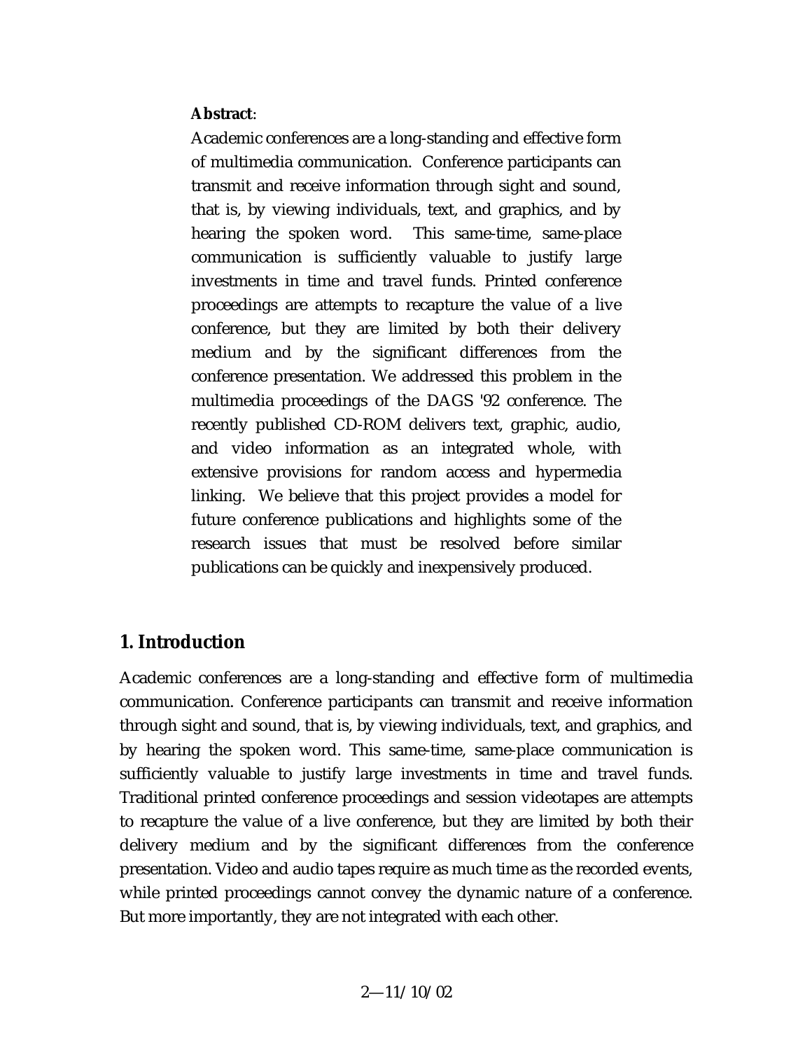**Abstract**:

Academic conferences are a long-standing and effective form of multimedia communication. Conference participants can transmit and receive information through sight and sound, that is, by viewing individuals, text, and graphics, and by hearing the spoken word. This same-time, same-place communication is sufficiently valuable to justify large investments in time and travel funds. Printed conference proceedings are attempts to recapture the value of a live conference, but they are limited by both their delivery medium and by the significant differences from the conference presentation. We addressed this problem in the multimedia proceedings of the DAGS '92 conference. The recently published CD-ROM delivers text, graphic, audio, and video information as an integrated whole, with extensive provisions for random access and hypermedia linking. We believe that this project provides a model for future conference publications and highlights some of the research issues that must be resolved before similar publications can be quickly and inexpensively produced.

## 1. Introduction

Academic conferences are a long-standing and effective form of multimedia communication. Conference participants can transmit and receive information through sight and sound, that is, by viewing individuals, text, and graphics, and by hearing the spoken word. This same-time, same-place communication is sufficiently valuable to justify large investments in time and travel funds. Traditional printed conference proceedings and session videotapes are attempts to recapture the value of a live conference, but they are limited by both their delivery medium and by the significant differences from the conference presentation. Video and audio tapes require as much time as the recorded events, while printed proceedings cannot convey the dynamic nature of a conference. But more importantly, they are not integrated with each other.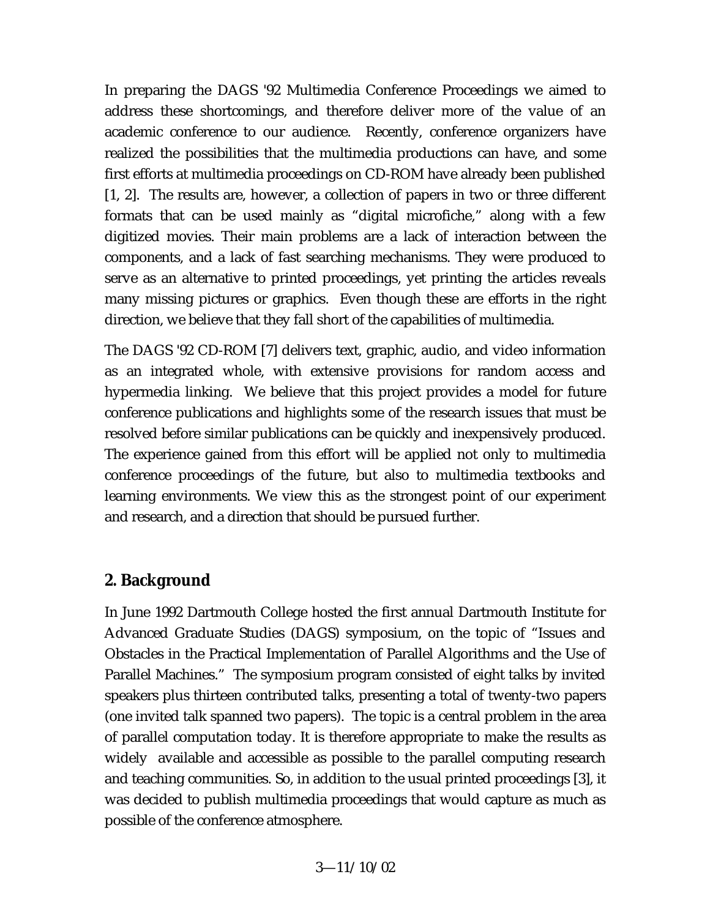In preparing the DAGS '92 Multimedia Conference Proceedings we aimed to address these shortcomings, and therefore deliver more of the value of an academic conference to our audience. Recently, conference organizers have realized the possibilities that the multimedia productions can have, and some first efforts at multimedia proceedings on CD-ROM have already been published [1, 2]. The results are, however, a collection of papers in two or three different formats that can be used mainly as "digital microfiche," along with a few digitized movies. Their main problems are a lack of interaction between the components, and a lack of fast searching mechanisms. They were produced to serve as an alternative to printed proceedings, yet printing the articles reveals many missing pictures or graphics. Even though these are efforts in the right direction, we believe that they fall short of the capabilities of multimedia.

The DAGS '92 CD-ROM [7] delivers text, graphic, audio, and video information as an integrated whole, with extensive provisions for random access and hypermedia linking. We believe that this project provides a model for future conference publications and highlights some of the research issues that must be resolved before similar publications can be quickly and inexpensively produced. The experience gained from this effort will be applied not only to multimedia conference proceedings of the future, but also to multimedia textbooks and learning environments. We view this as the strongest point of our experiment and research, and a direction that should be pursued further.

## 2. Background

In June 1992 Dartmouth College hosted the first annual Dartmouth Institute for Advanced Graduate Studies (DAGS) symposium, on the topic of "Issues and Obstacles in the Practical Implementation of Parallel Algorithms and the Use of Parallel Machines." The symposium program consisted of eight talks by invited speakers plus thirteen contributed talks, presenting a total of twenty-two papers (one invited talk spanned two papers). The topic is a central problem in the area of parallel computation today. It is therefore appropriate to make the results as widely available and accessible as possible to the parallel computing research and teaching communities. So, in addition to the usual printed proceedings [3], it was decided to publish multimedia proceedings that would capture as much as possible of the conference atmosphere.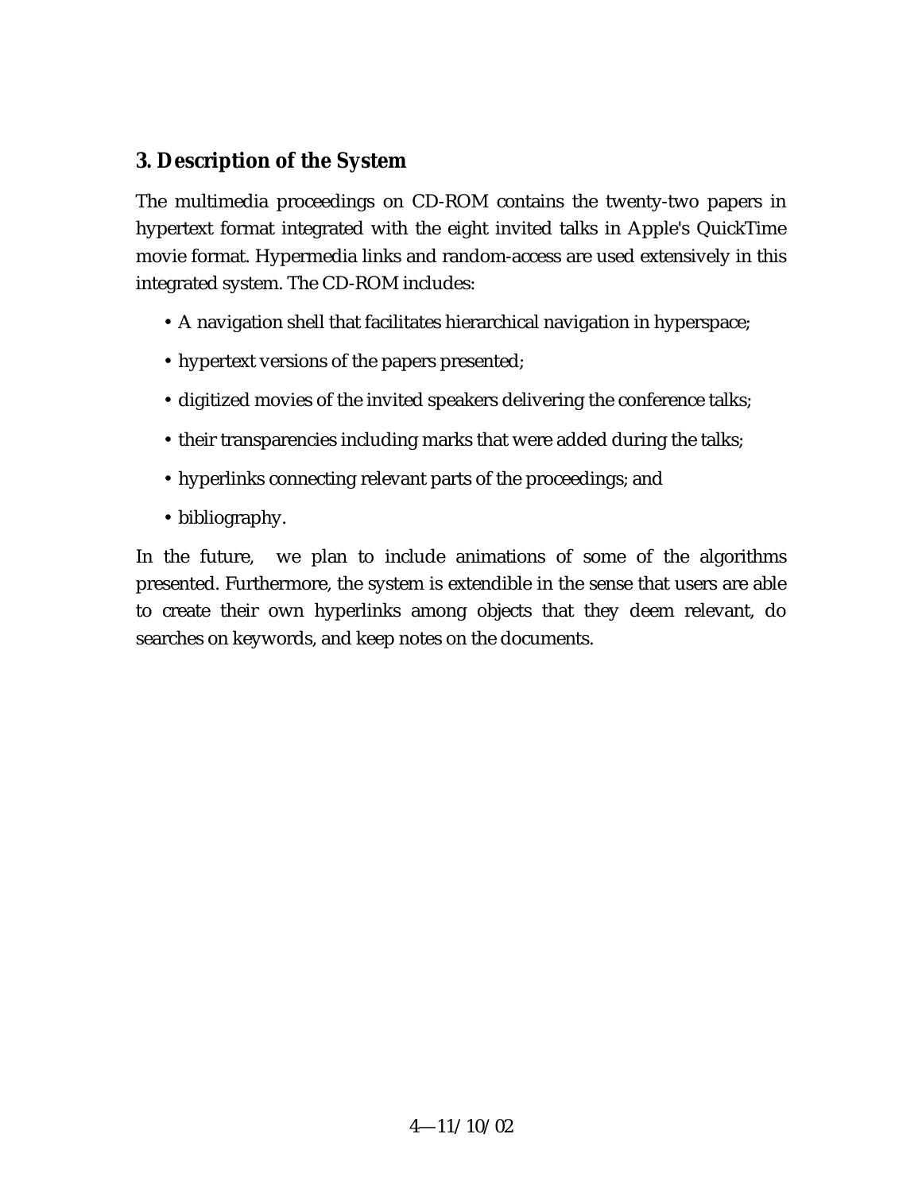## 3. Description of the System

The multimedia proceedings on CD-ROM contains the twenty-two papers in hypertext format integrated with the eight invited talks in Apple's QuickTime movie format. Hypermedia links and random-access are used extensively in this integrated system. The CD-ROM includes:

- A navigation shell that facilitates hierarchical navigation in hyperspace;
- hypertext versions of the papers presented;
- digitized movies of the invited speakers delivering the conference talks;
- their transparencies including marks that were added during the talks;
- hyperlinks connecting relevant parts of the proceedings; and
- bibliography.

In the future, we plan to include animations of some of the algorithms presented. Furthermore, the system is extendible in the sense that users are able to create their own hyperlinks among objects that they deem relevant, do searches on keywords, and keep notes on the documents.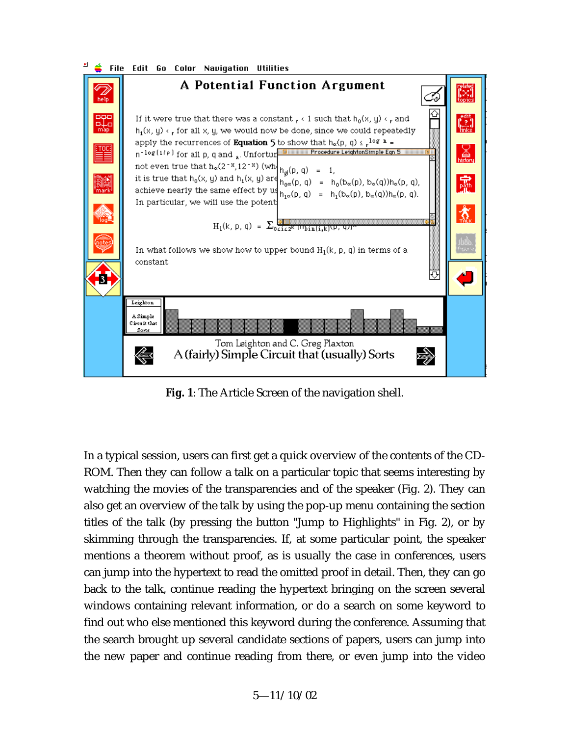**Fig. 1**: The Article Screen of the navigation shell.

In a typical session, users can first get a quick overview of the contents of the CD-ROM. Then they can follow a talk on a particular topic that seems interesting by watching the movies of the transparencies and of the speaker (Fig. 2). They can also get an overview of the talk by using the pop-up menu containing the section titles of the talk (by pressing the button "Jump to Highlights" in Fig. 2), or by skimming through the transparencies. If, at some particular point, the speaker mentions a theorem without proof, as is usually the case in conferences, users can jump into the hypertext to read the omitted proof in detail. Then, they can go back to the talk, continue reading the hypertext bringing on the screen several windows containing relevant information, or do a search on some keyword to find out who else mentioned this keyword during the conference. Assuming that the search brought up several candidate sections of papers, users can jump into the new paper and continue reading from there, or even jump into the video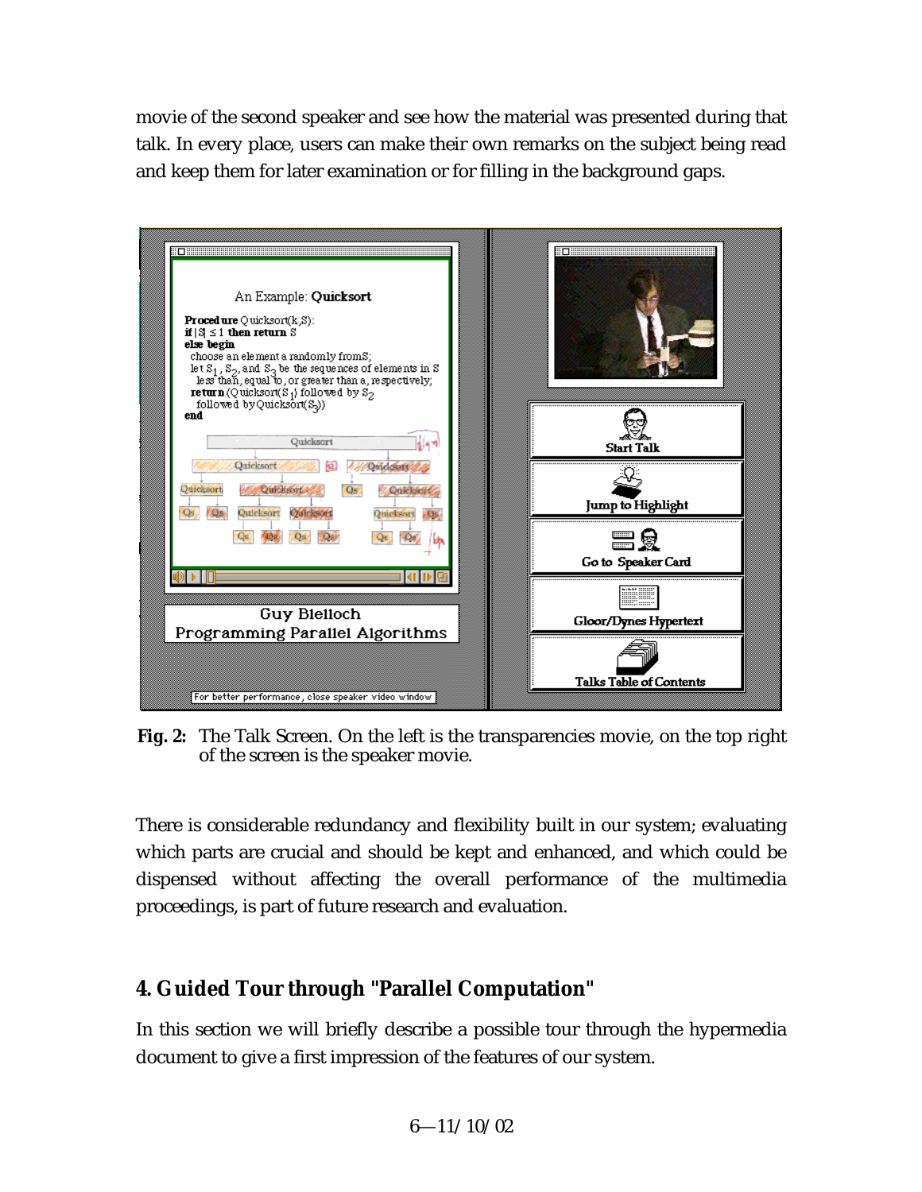movie of the second speaker and see how the material was presented during that talk. In every place, users can make their own remarks on the subject being read and keep them for later examination or for filling in the background gaps.

**Fig. 2:** The Talk Screen. On the left is the transparencies movie, on the top right of the screen is the speaker movie.

There is considerable redundancy and flexibility built in our system; evaluating which parts are crucial and should be kept and enhanced, and which could be dispensed without affecting the overall performance of the multimedia proceedings, is part of future research and evaluation.

## 4. Guided Tour through "Parallel Computation"

In this section we will briefly describe a possible tour through the hypermedia document to give a first impression of the features of our system.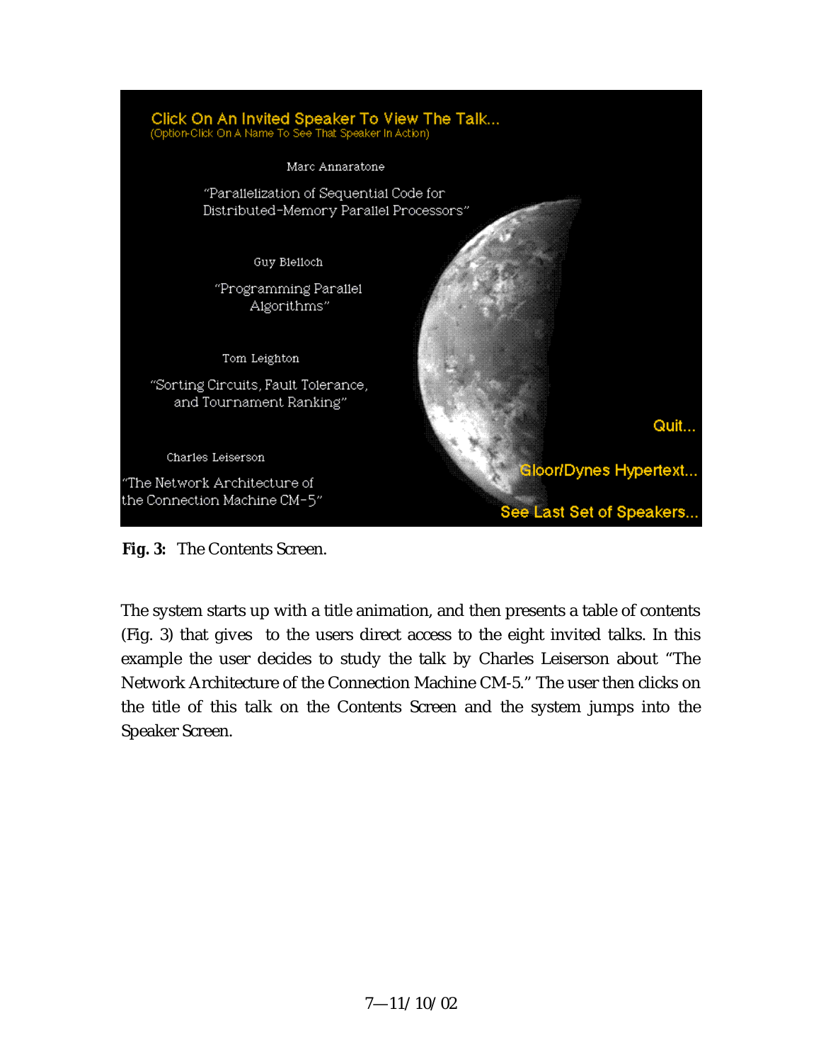Click On An Invited Speaker To View The Talk...
(Option-Click On A Name To See That Speaker In Action)

Marc Annaratone

"Parallelization of Sequential Code for Distributed-Memory Parallel Processors"

Guy Blelloch

"Programming Parallel Algorithms"

Tom Leighton

"Sorting Circuits, Fault Tolerance, and Tournament Ranking"

Charles Leiserson

"The Network Architecture of the Connection Machine CM-5"

Quit...

Gloor/Dynes Hypertext...

See Last Set of Speakers...

**Fig. 3:** The Contents Screen.

The system starts up with a title animation, and then presents a table of contents (Fig. 3) that gives to the users direct access to the eight invited talks. In this example the user decides to study the talk by Charles Leiserson about "The Network Architecture of the Connection Machine CM-5." The user then clicks on the title of this talk on the Contents Screen and the system jumps into the Speaker Screen.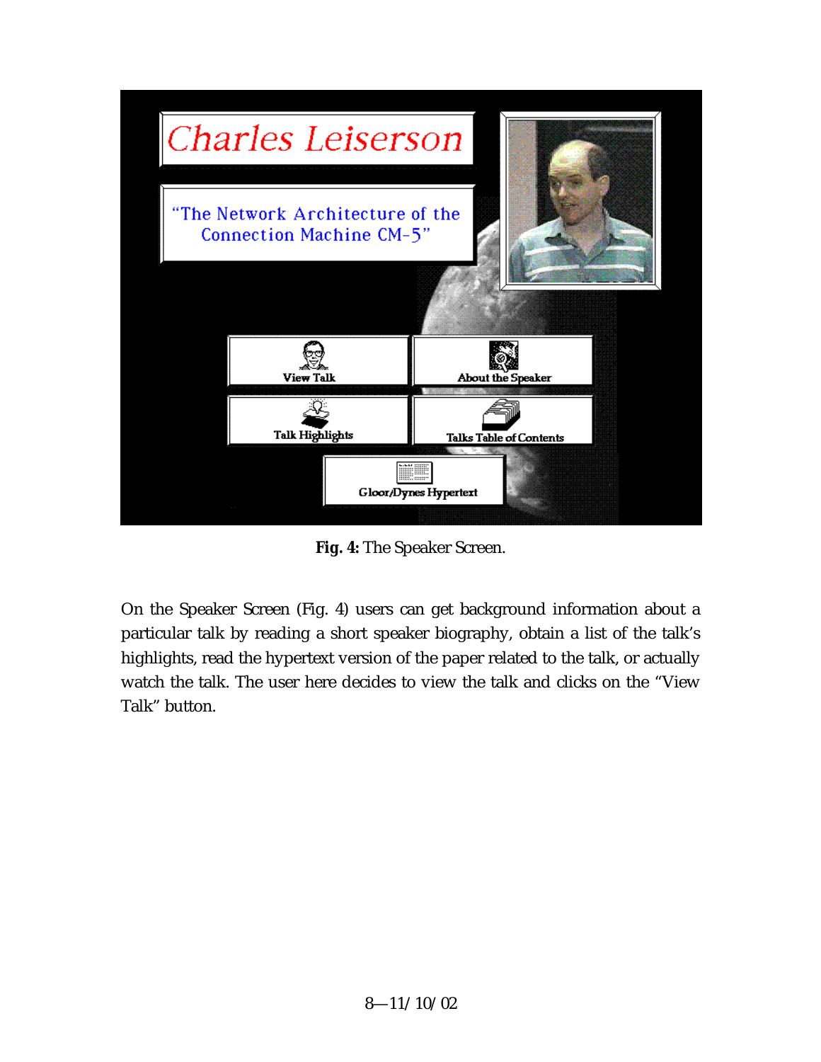**Fig. 4:** The Speaker Screen.

On the Speaker Screen (Fig. 4) users can get background information about a particular talk by reading a short speaker biography, obtain a list of the talk's highlights, read the hypertext version of the paper related to the talk, or actually watch the talk. The user here decides to view the talk and clicks on the "View Talk" button.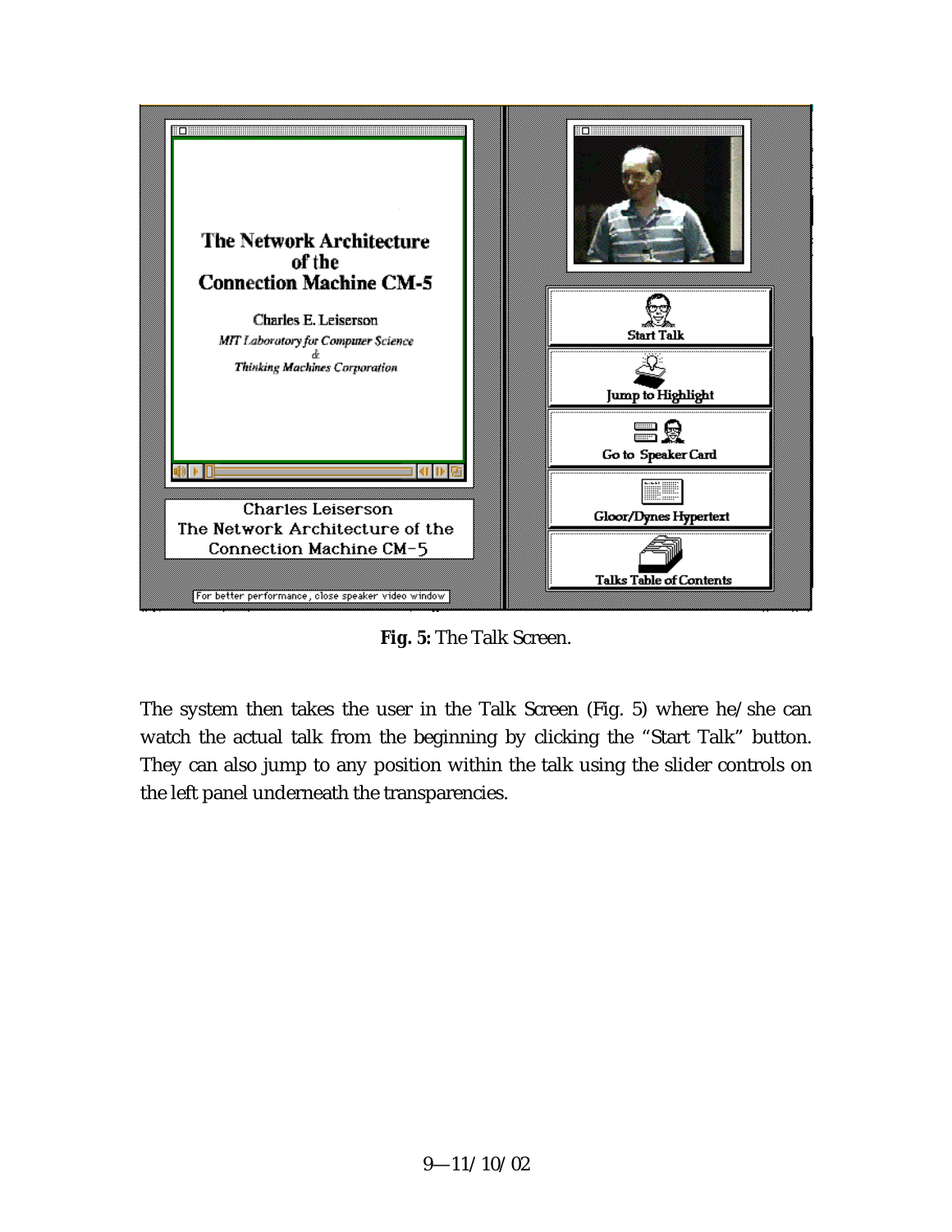**Fig. 5:** The Talk Screen.

The system then takes the user in the Talk Screen (Fig. 5) where he/she can watch the actual talk from the beginning by clicking the "Start Talk" button. They can also jump to any position within the talk using the slider controls on the left panel underneath the transparencies.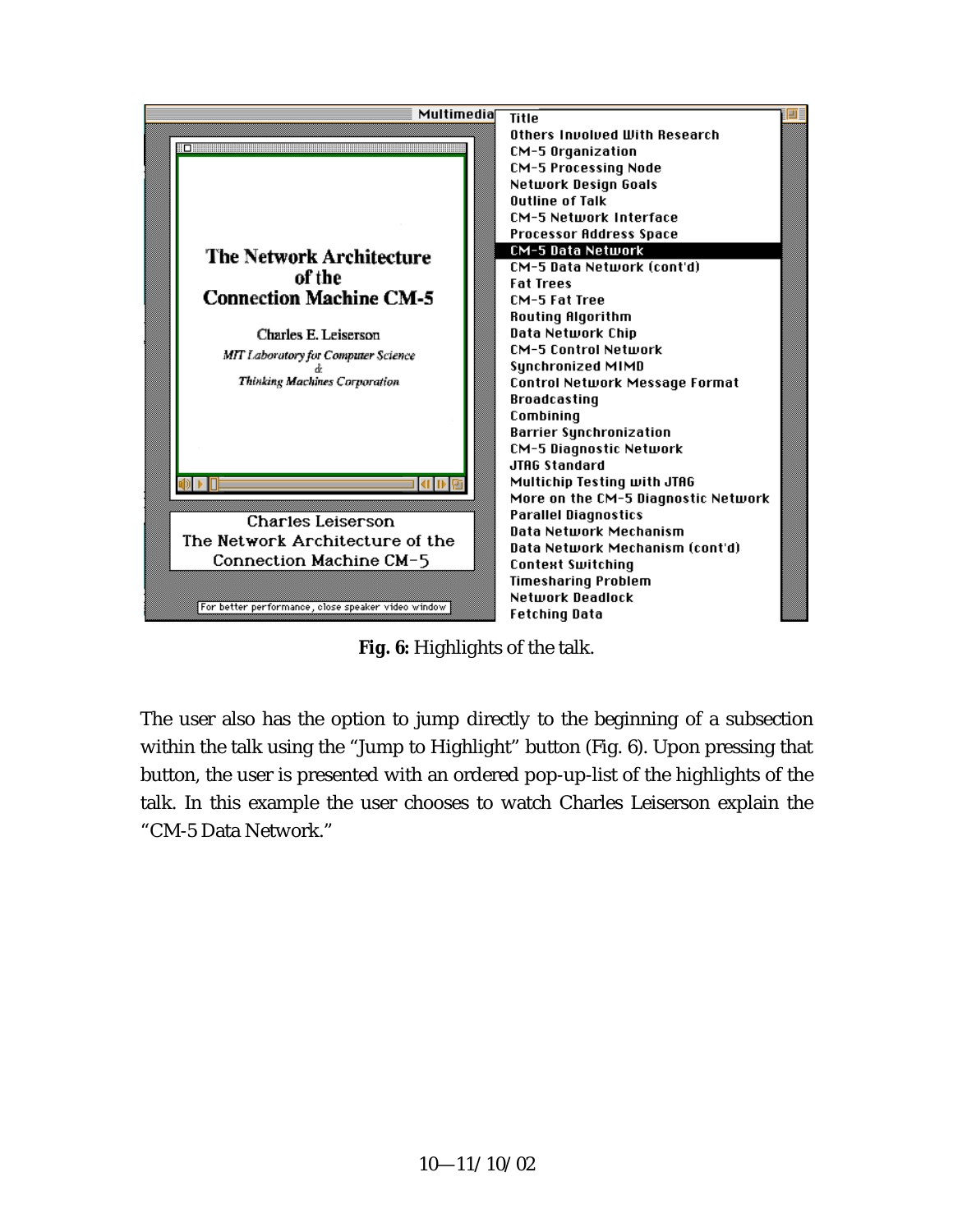**Fig. 6:** Highlights of the talk.

The user also has the option to jump directly to the beginning of a subsection within the talk using the “Jump to Highlight” button (Fig. 6). Upon pressing that button, the user is presented with an ordered pop-up-list of the highlights of the talk. In this example the user chooses to watch Charles Leiserson explain the “CM-5 Data Network.”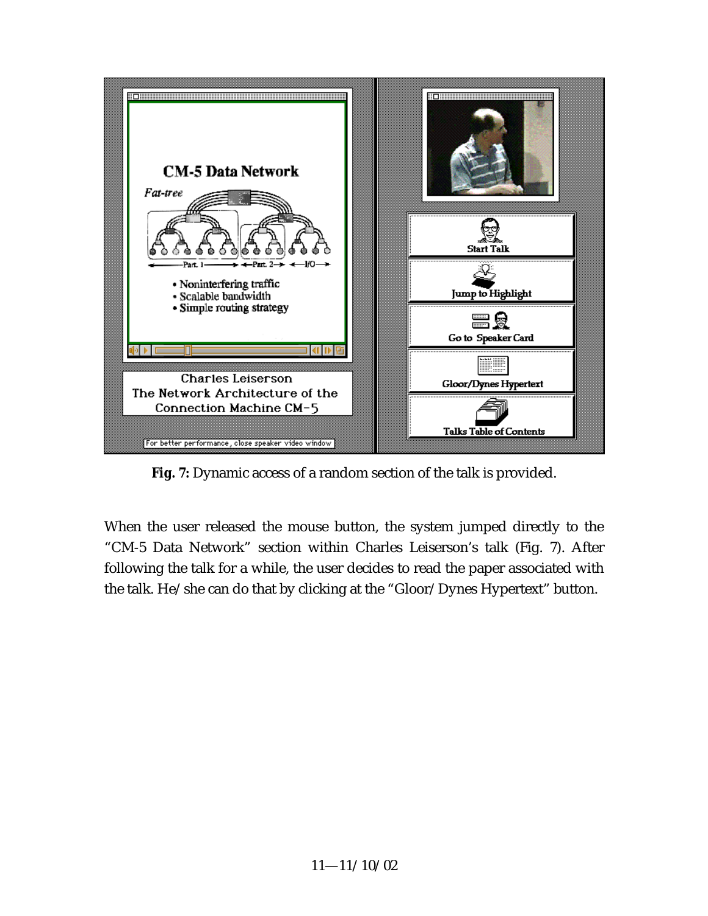**Fig. 7:** Dynamic access of a random section of the talk is provided.

When the user released the mouse button, the system jumped directly to the "CM-5 Data Network" section within Charles Leiserson's talk (Fig. 7). After following the talk for a while, the user decides to read the paper associated with the talk. He/she can do that by clicking at the "Gloor/Dynes Hypertext" button.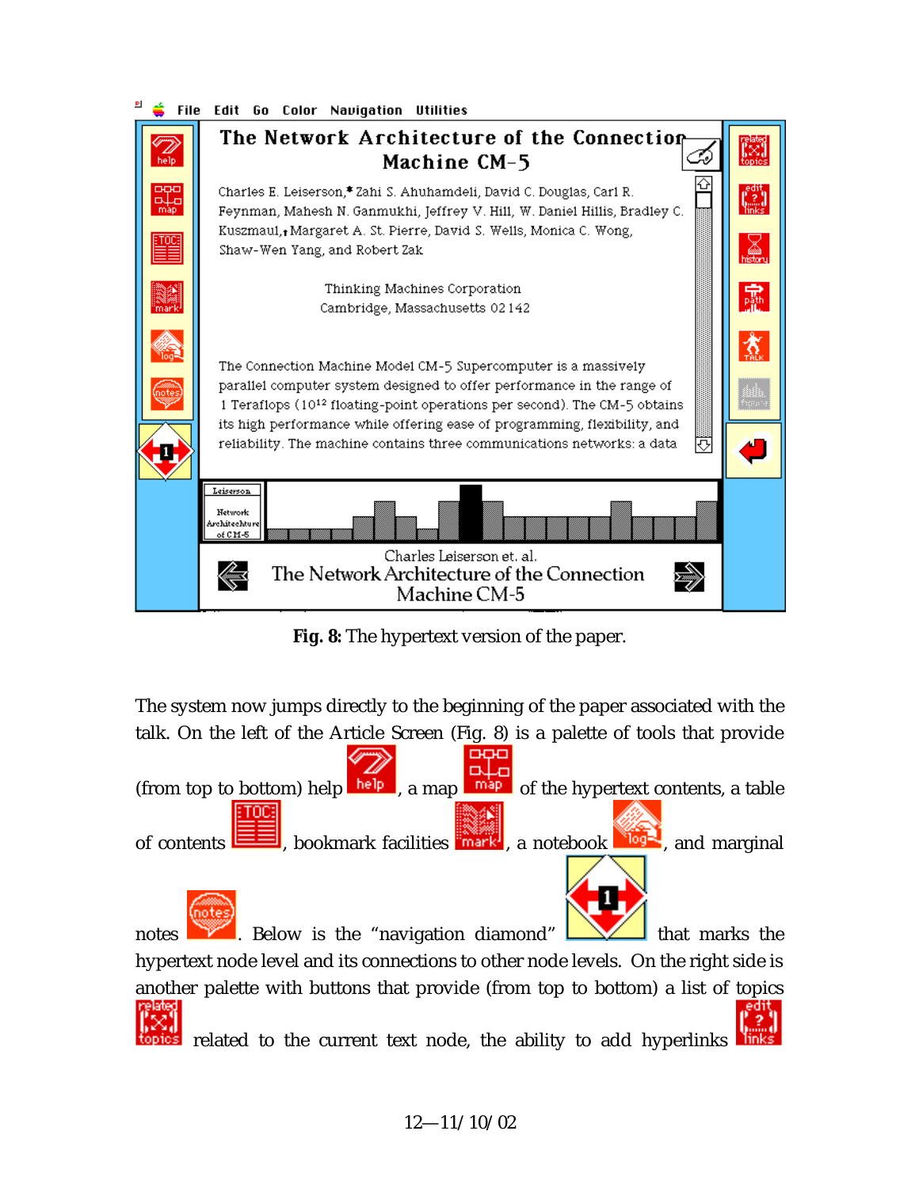**Fig. 8:** The hypertext version of the paper.

The system now jumps directly to the beginning of the paper associated with the talk. On the left of the Article Screen (Fig. 8) is a palette of tools that provide (from top to bottom) help, a map of the hypertext contents, a table of contents, bookmark facilities, a notebook, and marginal notes. Below is the "navigation diamond" that marks the hypertext node level and its connections to other node levels. On the right side is another palette with buttons that provide (from top to bottom) a list of topics related to the current text node, the ability to add hyperlinks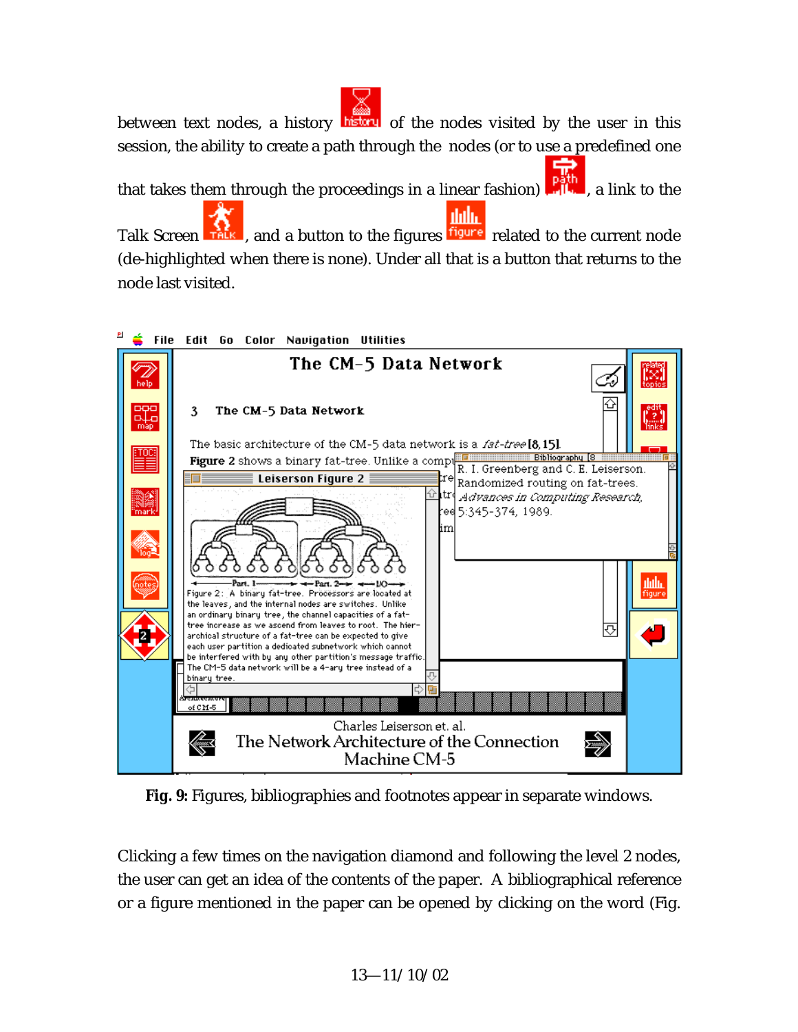between text nodes, a history of the nodes visited by the user in this session, the ability to create a path through the nodes (or to use a predefined one that takes them through the proceedings in a linear fashion), a link to the Talk Screen, and a button to the figures related to the current node (de-highlighted when there is none). Under all that is a button that returns to the node last visited.

**Fig. 9:** Figures, bibliographies and footnotes appear in separate windows.

Clicking a few times on the navigation diamond and following the level 2 nodes, the user can get an idea of the contents of the paper. A bibliographical reference or a figure mentioned in the paper can be opened by clicking on the word (Fig.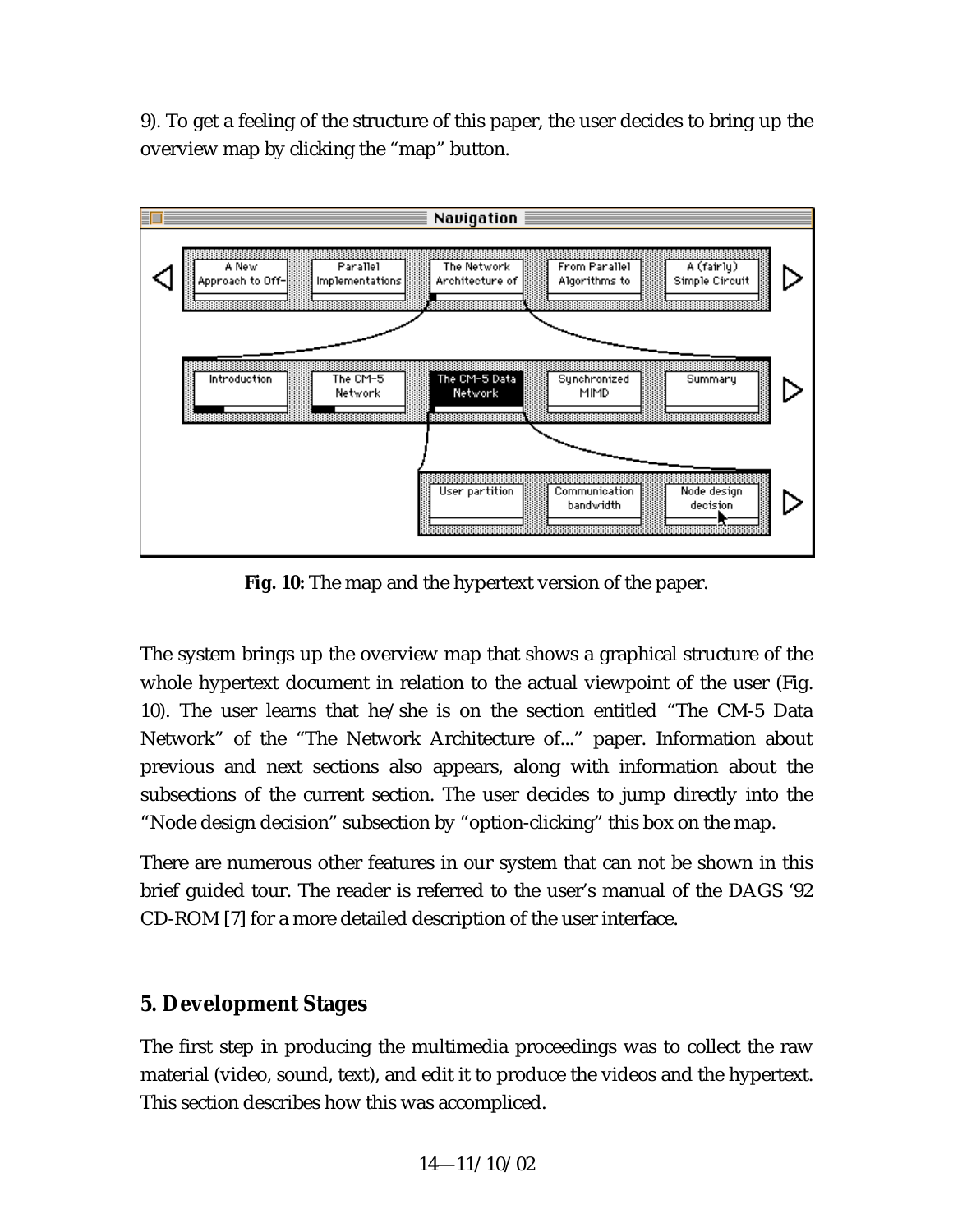9). To get a feeling of the structure of this paper, the user decides to bring up the overview map by clicking the “map” button.

**Fig. 10:** The map and the hypertext version of the paper.

The system brings up the overview map that shows a graphical structure of the whole hypertext document in relation to the actual viewpoint of the user (Fig. 10). The user learns that he/she is on the section entitled “The CM-5 Data Network” of the “The Network Architecture of...” paper. Information about previous and next sections also appears, along with information about the subsections of the current section. The user decides to jump directly into the “Node design decision” subsection by “option-clicking” this box on the map.

There are numerous other features in our system that can not be shown in this brief guided tour. The reader is referred to the user’s manual of the DAGS ‘92 CD-ROM [7] for a more detailed description of the user interface.

## 5. Development Stages

The first step in producing the multimedia proceedings was to collect the raw material (video, sound, text), and edit it to produce the videos and the hypertext. This section describes how this was accompliced.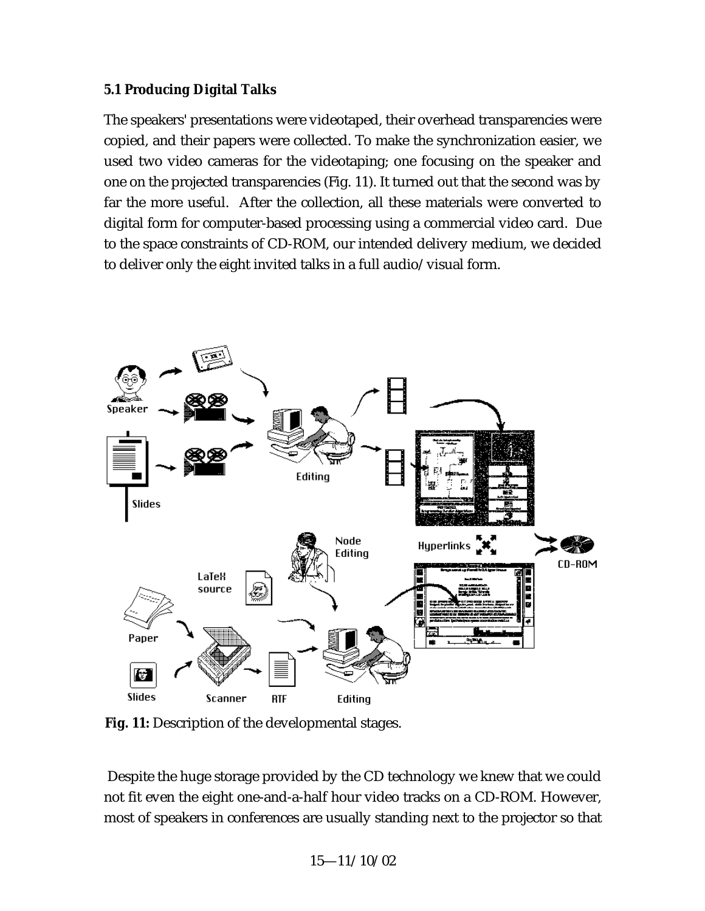### 5.1 Producing Digital Talks

The speakers' presentations were videotaped, their overhead transparencies were copied, and their papers were collected. To make the synchronization easier, we used two video cameras for the videotaping; one focusing on the speaker and one on the projected transparencies (Fig. 11). It turned out that the second was by far the more useful. After the collection, all these materials were converted to digital form for computer-based processing using a commercial video card. Due to the space constraints of CD-ROM, our intended delivery medium, we decided to deliver only the eight invited talks in a full audio/visual form.

**Fig. 11:** Description of the developmental stages.

Despite the huge storage provided by the CD technology we knew that we could not fit even the eight one-and-a-half hour video tracks on a CD-ROM. However, most of speakers in conferences are usually standing next to the projector so that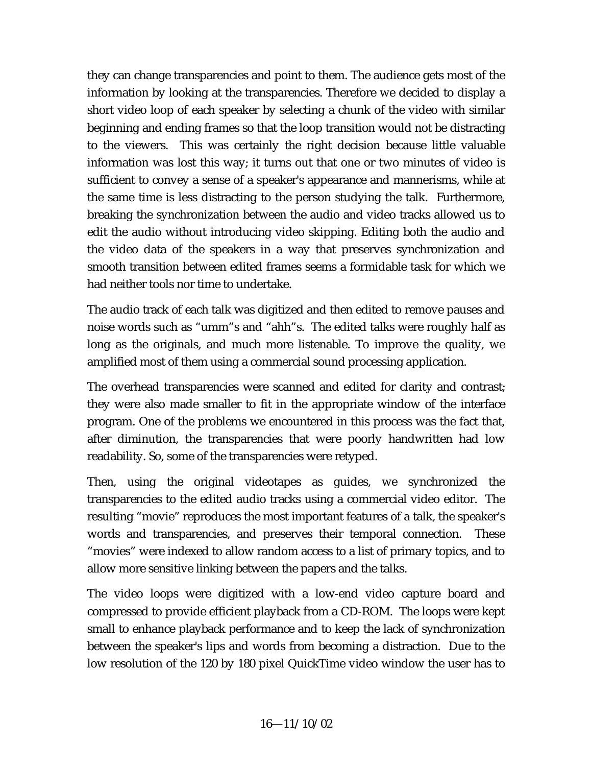they can change transparencies and point to them. The audience gets most of the information by looking at the transparencies. Therefore we decided to display a short video loop of each speaker by selecting a chunk of the video with similar beginning and ending frames so that the loop transition would not be distracting to the viewers. This was certainly the right decision because little valuable information was lost this way; it turns out that one or two minutes of video is sufficient to convey a sense of a speaker's appearance and mannerisms, while at the same time is less distracting to the person studying the talk. Furthermore, breaking the synchronization between the audio and video tracks allowed us to edit the audio without introducing video skipping. Editing both the audio and the video data of the speakers in a way that preserves synchronization and smooth transition between edited frames seems a formidable task for which we had neither tools nor time to undertake.

The audio track of each talk was digitized and then edited to remove pauses and noise words such as "umm"s and "ahh"s. The edited talks were roughly half as long as the originals, and much more listenable. To improve the quality, we amplified most of them using a commercial sound processing application.

The overhead transparencies were scanned and edited for clarity and contrast; they were also made smaller to fit in the appropriate window of the interface program. One of the problems we encountered in this process was the fact that, after diminution, the transparencies that were poorly handwritten had low readability. So, some of the transparencies were retyped.

Then, using the original videotapes as guides, we synchronized the transparencies to the edited audio tracks using a commercial video editor. The resulting "movie" reproduces the most important features of a talk, the speaker's words and transparencies, and preserves their temporal connection. These "movies" were indexed to allow random access to a list of primary topics, and to allow more sensitive linking between the papers and the talks.

The video loops were digitized with a low-end video capture board and compressed to provide efficient playback from a CD-ROM. The loops were kept small to enhance playback performance and to keep the lack of synchronization between the speaker's lips and words from becoming a distraction. Due to the low resolution of the 120 by 180 pixel QuickTime video window the user has to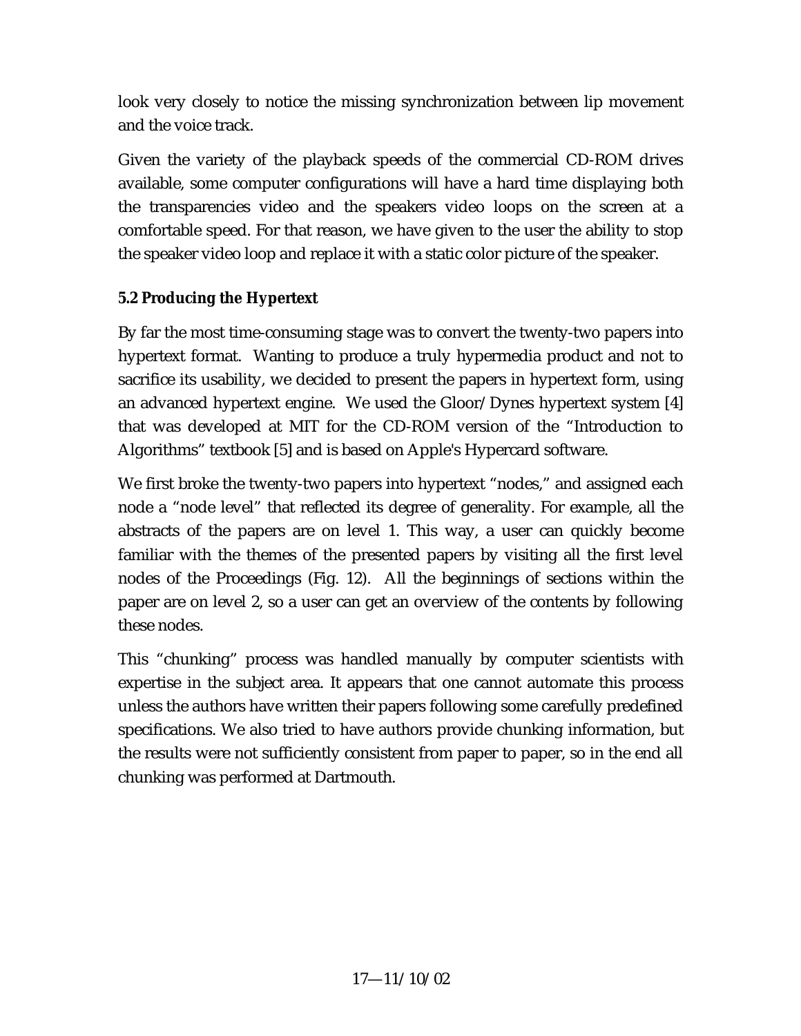look very closely to notice the missing synchronization between lip movement and the voice track.

Given the variety of the playback speeds of the commercial CD-ROM drives available, some computer configurations will have a hard time displaying both the transparencies video and the speakers video loops on the screen at a comfortable speed. For that reason, we have given to the user the ability to stop the speaker video loop and replace it with a static color picture of the speaker.

### 5.2 Producing the Hypertext

By far the most time-consuming stage was to convert the twenty-two papers into hypertext format. Wanting to produce a truly hypermedia product and not to sacrifice its usability, we decided to present the papers in hypertext form, using an advanced hypertext engine. We used the Gloor/Dynes hypertext system [4] that was developed at MIT for the CD-ROM version of the "Introduction to Algorithms" textbook [5] and is based on Apple's Hypercard software.

We first broke the twenty-two papers into hypertext "nodes," and assigned each node a "node level" that reflected its degree of generality. For example, all the abstracts of the papers are on level 1. This way, a user can quickly become familiar with the themes of the presented papers by visiting all the first level nodes of the Proceedings (Fig. 12). All the beginnings of sections within the paper are on level 2, so a user can get an overview of the contents by following these nodes.

This "chunking" process was handled manually by computer scientists with expertise in the subject area. It appears that one cannot automate this process unless the authors have written their papers following some carefully predefined specifications. We also tried to have authors provide chunking information, but the results were not sufficiently consistent from paper to paper, so in the end all chunking was performed at Dartmouth.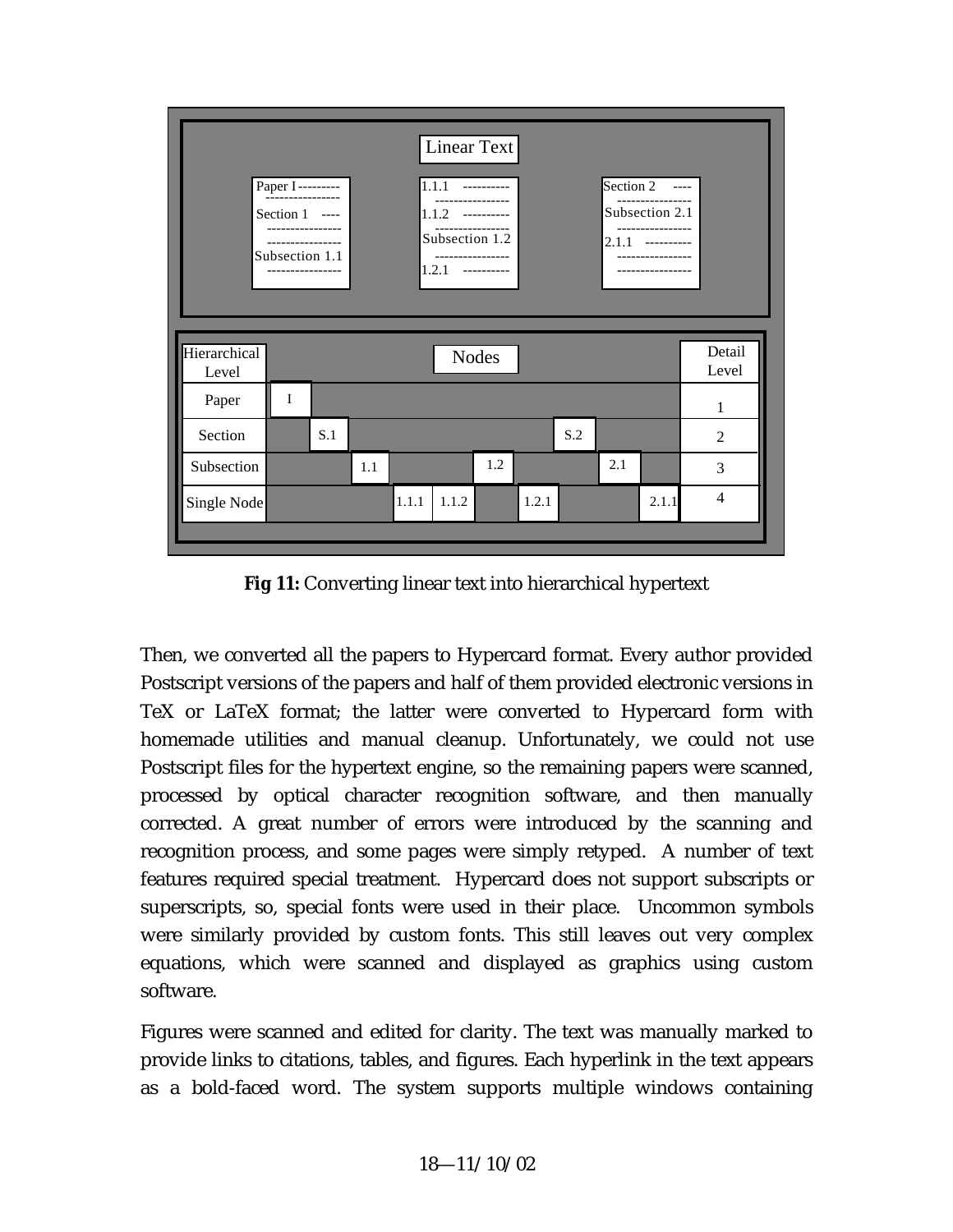**Fig 11:** Converting linear text into hierarchical hypertext

Then, we converted all the papers to Hypercard format. Every author provided Postscript versions of the papers and half of them provided electronic versions in TeX or LaTeX format; the latter were converted to Hypercard form with homemade utilities and manual cleanup. Unfortunately, we could not use Postscript files for the hypertext engine, so the remaining papers were scanned, processed by optical character recognition software, and then manually corrected. A great number of errors were introduced by the scanning and recognition process, and some pages were simply retyped. A number of text features required special treatment. Hypercard does not support subscripts or superscripts, so, special fonts were used in their place. Uncommon symbols were similarly provided by custom fonts. This still leaves out very complex equations, which were scanned and displayed as graphics using custom software.

Figures were scanned and edited for clarity. The text was manually marked to provide links to citations, tables, and figures. Each hyperlink in the text appears as a bold-faced word. The system supports multiple windows containing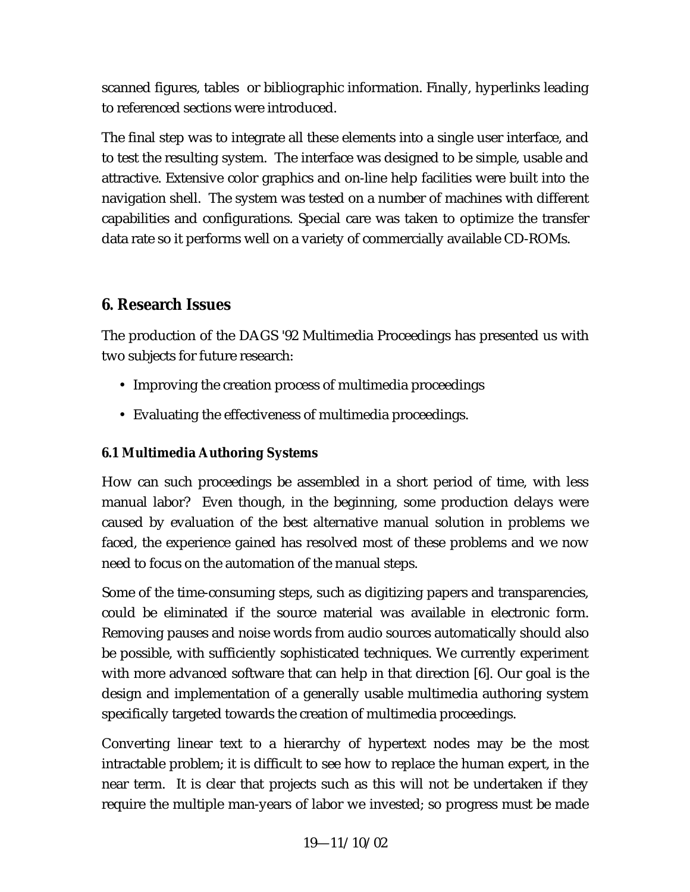scanned figures, tables or bibliographic information. Finally, hyperlinks leading to referenced sections were introduced.

The final step was to integrate all these elements into a single user interface, and to test the resulting system. The interface was designed to be simple, usable and attractive. Extensive color graphics and on-line help facilities were built into the navigation shell. The system was tested on a number of machines with different capabilities and configurations. Special care was taken to optimize the transfer data rate so it performs well on a variety of commercially available CD-ROMs.

## 6. Research Issues

The production of the DAGS '92 Multimedia Proceedings has presented us with two subjects for future research:

- Improving the creation process of multimedia proceedings
- Evaluating the effectiveness of multimedia proceedings.

### 6.1 Multimedia Authoring Systems

How can such proceedings be assembled in a short period of time, with less manual labor? Even though, in the beginning, some production delays were caused by evaluation of the best alternative manual solution in problems we faced, the experience gained has resolved most of these problems and we now need to focus on the automation of the manual steps.

Some of the time-consuming steps, such as digitizing papers and transparencies, could be eliminated if the source material was available in electronic form. Removing pauses and noise words from audio sources automatically should also be possible, with sufficiently sophisticated techniques. We currently experiment with more advanced software that can help in that direction [6]. Our goal is the design and implementation of a generally usable multimedia authoring system specifically targeted towards the creation of multimedia proceedings.

Converting linear text to a hierarchy of hypertext nodes may be the most intractable problem; it is difficult to see how to replace the human expert, in the near term. It is clear that projects such as this will not be undertaken if they require the multiple man-years of labor we invested; so progress must be made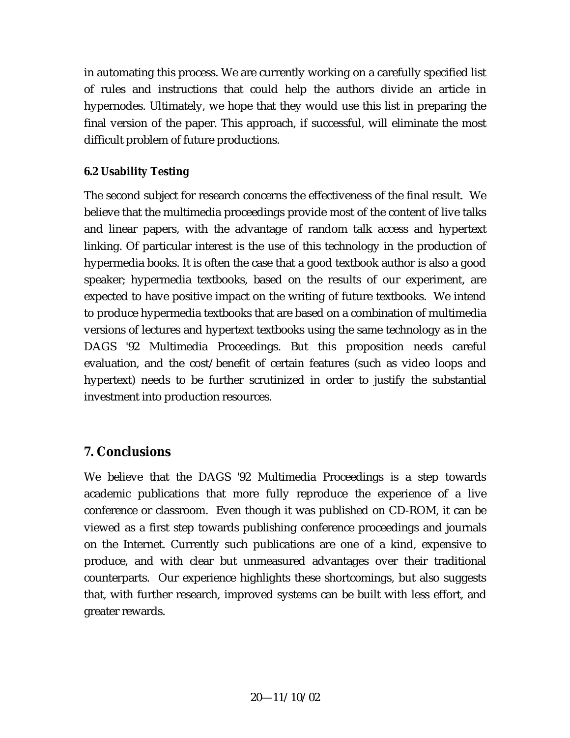in automating this process. We are currently working on a carefully specified list of rules and instructions that could help the authors divide an article in hypernodes. Ultimately, we hope that they would use this list in preparing the final version of the paper. This approach, if successful, will eliminate the most difficult problem of future productions.

### 6.2 Usability Testing

The second subject for research concerns the effectiveness of the final result. We believe that the multimedia proceedings provide most of the content of live talks and linear papers, with the advantage of random talk access and hypertext linking. Of particular interest is the use of this technology in the production of hypermedia books. It is often the case that a good textbook author is also a good speaker; hypermedia textbooks, based on the results of our experiment, are expected to have positive impact on the writing of future textbooks. We intend to produce hypermedia textbooks that are based on a combination of multimedia versions of lectures and hypertext textbooks using the same technology as in the DAGS '92 Multimedia Proceedings. But this proposition needs careful evaluation, and the cost/benefit of certain features (such as video loops and hypertext) needs to be further scrutinized in order to justify the substantial investment into production resources.

## 7. Conclusions

We believe that the DAGS '92 Multimedia Proceedings is a step towards academic publications that more fully reproduce the experience of a live conference or classroom. Even though it was published on CD-ROM, it can be viewed as a first step towards publishing conference proceedings and journals on the Internet. Currently such publications are one of a kind, expensive to produce, and with clear but unmeasured advantages over their traditional counterparts. Our experience highlights these shortcomings, but also suggests that, with further research, improved systems can be built with less effort, and greater rewards.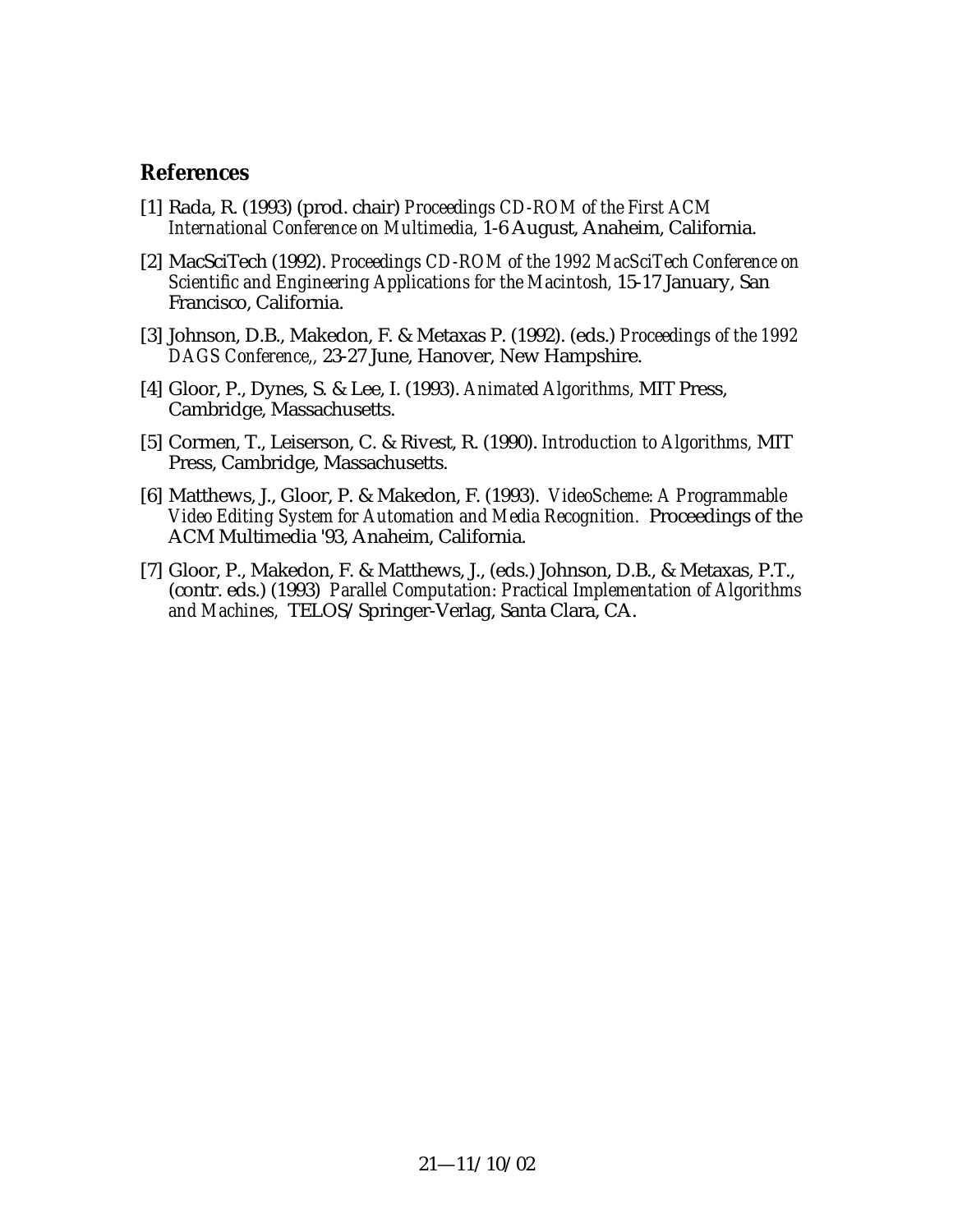## References

[1] Rada, R. (1993) (prod. chair) *Proceedings CD-ROM of the First ACM International Conference on Multimedia,* 1-6 August, Anaheim, California.

[2] MacSciTech (1992). *Proceedings CD-ROM of the 1992 MacSciTech Conference on Scientific and Engineering Applications for the Macintosh,* 15-17 January, San Francisco, California.

[3] Johnson, D.B., Makedon, F. & Metaxas P. (1992). (eds.) *Proceedings of the 1992 DAGS Conference,,* 23-27 June, Hanover, New Hampshire.

[4] Gloor, P., Dynes, S. & Lee, I. (1993). *Animated Algorithms,* MIT Press, Cambridge, Massachusetts.

[5] Cormen, T., Leiserson, C. & Rivest, R. (1990). *Introduction to Algorithms,* MIT Press, Cambridge, Massachusetts.

[6] Matthews, J., Gloor, P. & Makedon, F. (1993). *VideoScheme: A Programmable Video Editing System for Automation and Media Recognition.* Proceedings of the ACM Multimedia '93, Anaheim, California.

[7] Gloor, P., Makedon, F. & Matthews, J., (eds.) Johnson, D.B., & Metaxas, P.T., (contr. eds.) (1993) *Parallel Computation: Practical Implementation of Algorithms and Machines,* TELOS/Springer-Verlag, Santa Clara, CA.